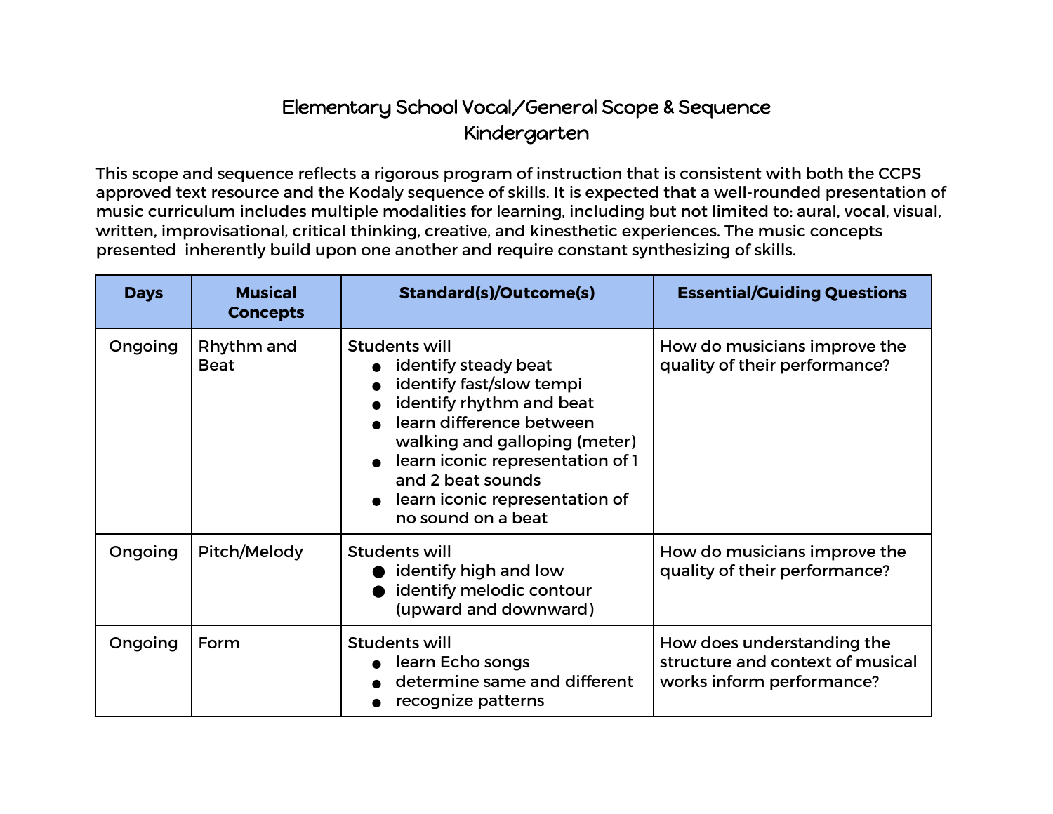# Elementary School Vocal/General Scope & Sequence
## Kindergarten

This scope and sequence reflects a rigorous program of instruction that is consistent with both the CCPS approved text resource and the Kodaly sequence of skills. It is expected that a well-rounded presentation of music curriculum includes multiple modalities for learning, including but not limited to: aural, vocal, visual, written, improvisational, critical thinking, creative, and kinesthetic experiences. The music concepts presented inherently build upon one another and require constant synthesizing of skills.

| Days | Musical Concepts | Standard(s)/Outcome(s) | Essential/Guiding Questions |
|---|---|---|---|
| Ongoing | Rhythm and Beat | Students will<br>● identify steady beat<br>● identify fast/slow tempi<br>● identify rhythm and beat<br>● learn difference between walking and galloping (meter)<br>● learn iconic representation of 1 and 2 beat sounds<br>● learn iconic representation of no sound on a beat | How do musicians improve the quality of their performance? |
| Ongoing | Pitch/Melody | Students will<br>● identify high and low<br>● identify melodic contour (upward and downward) | How do musicians improve the quality of their performance? |
| Ongoing | Form | Students will<br>● learn Echo songs<br>● determine same and different<br>● recognize patterns | How does understanding the structure and context of musical works inform performance? |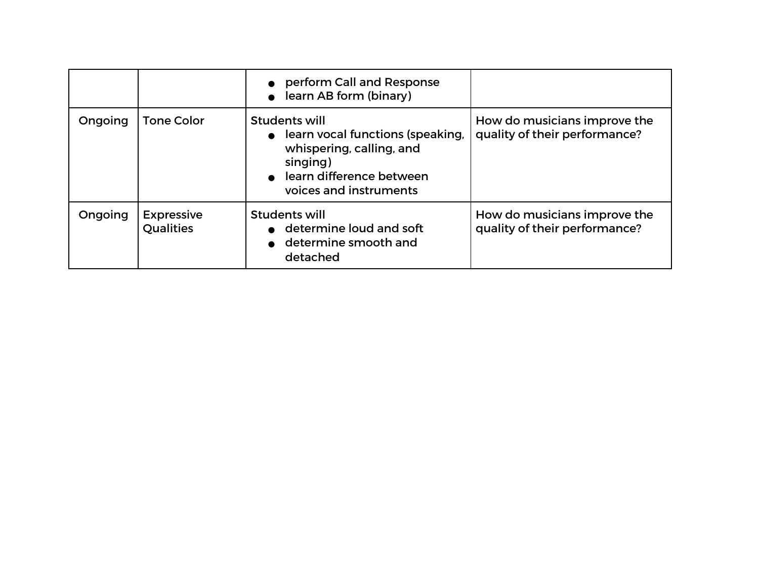| | | | |
|---|---|---|---|
| | | • perform Call and Response<br>• learn AB form (binary) | |
| Ongoing | Tone Color | Students will<br>• learn vocal functions (speaking, whispering, calling, and singing)<br>• learn difference between voices and instruments | How do musicians improve the quality of their performance? |
| Ongoing | Expressive Qualities | Students will<br>• determine loud and soft<br>• determine smooth and detached | How do musicians improve the quality of their performance? |